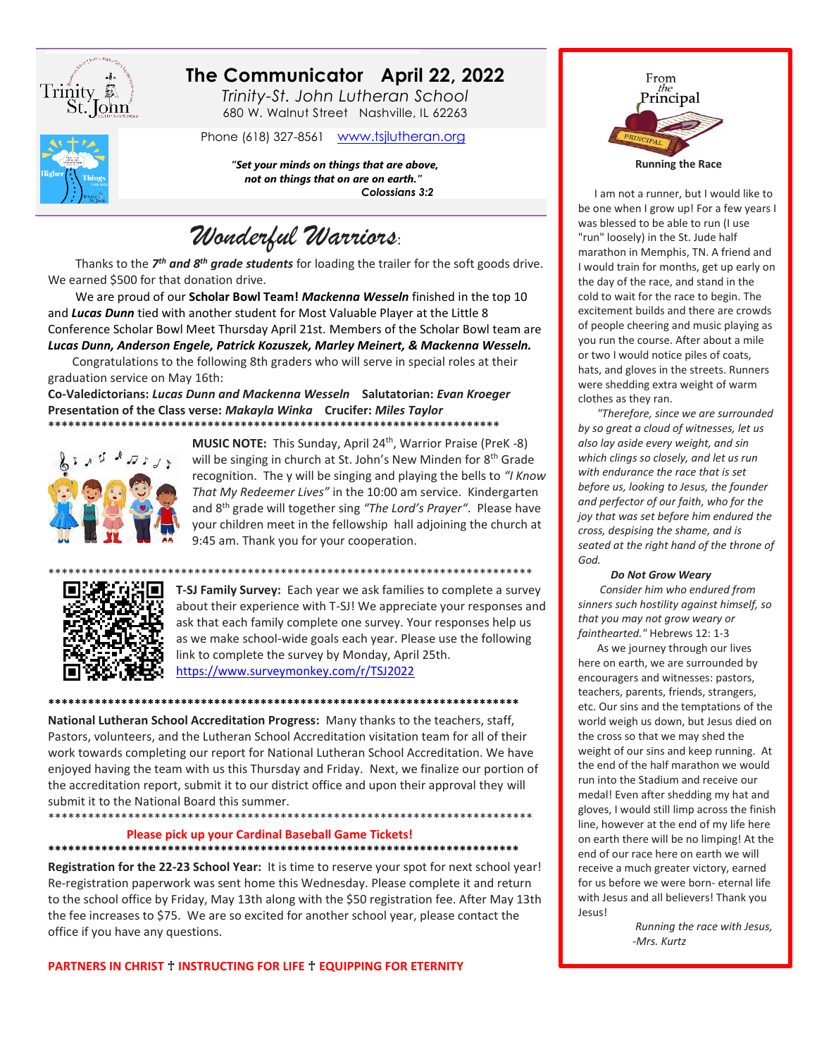# The Communicator April 22, 2022

*Trinity-St. John Lutheran School*
680 W. Walnut Street Nashville, IL 62263

Phone (618) 327-8561 www.tsjlutheran.org

***"Set your minds on things that are above, not on things that are on earth."***
***Colossians 3:2***

## *Wonderful Warriors*:

Thanks to the ***7th and 8th grade students*** for loading the trailer for the soft goods drive. We earned $500 for that donation drive.

We are proud of our **Scholar Bowl Team!** ***Mackenna Wesseln*** finished in the top 10 and ***Lucas Dunn*** tied with another student for Most Valuable Player at the Little 8 Conference Scholar Bowl Meet Thursday April 21st. Members of the Scholar Bowl team are ***Lucas Dunn, Anderson Engele, Patrick Kozuszek, Marley Meinert, & Mackenna Wesseln.***

Congratulations to the following 8th graders who will serve in special roles at their graduation service on May 16th:

**Co-Valedictorians:** ***Lucas Dunn and Mackenna Wesseln*** **Salutatorian:** ***Evan Kroeger***
**Presentation of the Class verse:** ***Makayla Winka*** **Crucifer:** ***Miles Taylor***

***

**MUSIC NOTE:** This Sunday, April 24th, Warrior Praise (PreK -8) will be singing in church at St. John's New Minden for 8th Grade recognition. The y will be singing and playing the bells to *"I Know That My Redeemer Lives"* in the 10:00 am service. Kindergarten and 8th grade will together sing *"The Lord's Prayer"*. Please have your children meet in the fellowship hall adjoining the church at 9:45 am. Thank you for your cooperation.

***

**T-SJ Family Survey:** Each year we ask families to complete a survey about their experience with T-SJ! We appreciate your responses and ask that each family complete one survey. Your responses help us as we make school-wide goals each year. Please use the following link to complete the survey by Monday, April 25th. https://www.surveymonkey.com/r/TSJ2022

***

**National Lutheran School Accreditation Progress:** Many thanks to the teachers, staff, Pastors, volunteers, and the Lutheran School Accreditation visitation team for all of their work towards completing our report for National Lutheran School Accreditation. We have enjoyed having the team with us this Thursday and Friday. Next, we finalize our portion of the accreditation report, submit it to our district office and upon their approval they will submit it to the National Board this summer.

***

**Please pick up your Cardinal Baseball Game Tickets!**

***

**Registration for the 22-23 School Year:** It is time to reserve your spot for next school year! Re-registration paperwork was sent home this Wednesday. Please complete it and return to the school office by Friday, May 13th along with the $50 registration fee. After May 13th the fee increases to $75. We are so excited for another school year, please contact the office if you have any questions.

**PARTNERS IN CHRIST † INSTRUCTING FOR LIFE † EQUIPPING FOR ETERNITY**

## From the Principal

### Running the Race

I am not a runner, but I would like to be one when I grow up! For a few years I was blessed to be able to run (I use "run" loosely) in the St. Jude half marathon in Memphis, TN. A friend and I would train for months, get up early on the day of the race, and stand in the cold to wait for the race to begin. The excitement builds and there are crowds of people cheering and music playing as you run the course. After about a mile or two I would notice piles of coats, hats, and gloves in the streets. Runners were shedding extra weight of warm clothes as they ran.

*"Therefore, since we are surrounded by so great a cloud of witnesses, let us also lay aside every weight, and sin which clings so closely, and let us run with endurance the race that is set before us, looking to Jesus, the founder and perfector of our faith, who for the joy that was set before him endured the cross, despising the shame, and is seated at the right hand of the throne of God.*

***Do Not Grow Weary***

*Consider him who endured from sinners such hostility against himself, so that you may not grow weary or fainthearted."* Hebrews 12: 1-3

As we journey through our lives here on earth, we are surrounded by encouragers and witnesses: pastors, teachers, parents, friends, strangers, etc. Our sins and the temptations of the world weigh us down, but Jesus died on the cross so that we may shed the weight of our sins and keep running. At the end of the half marathon we would run into the Stadium and receive our medal! Even after shedding my hat and gloves, I would still limp across the finish line, however at the end of my life here on earth there will be no limping! At the end of our race here on earth we will receive a much greater victory, earned for us before we were born- eternal life with Jesus and all believers! Thank you Jesus!

*Running the race with Jesus,*
*-Mrs. Kurtz*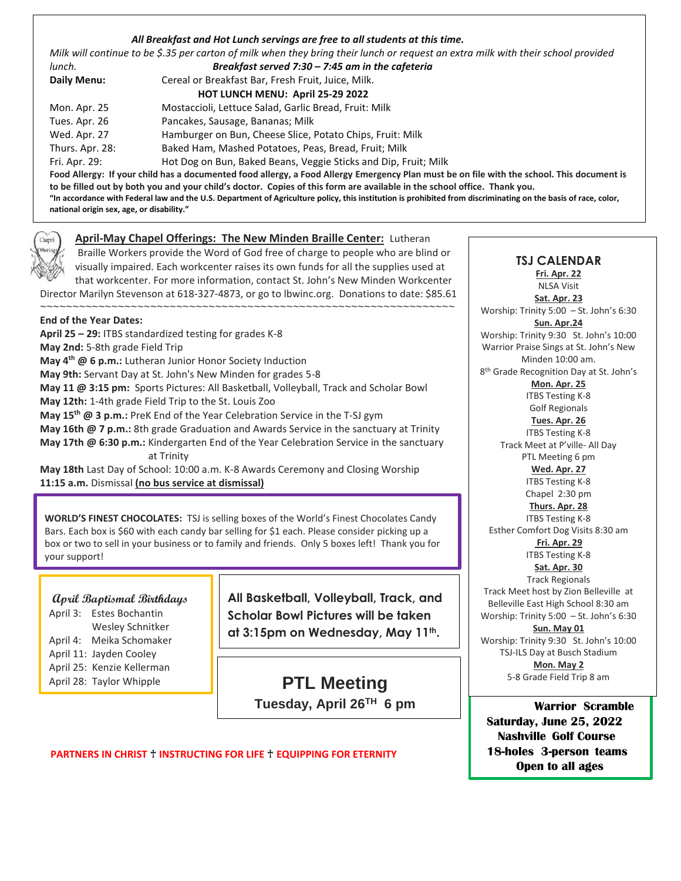***All Breakfast and Hot Lunch servings are free to all students at this time.***

*Milk will continue to be $.35 per carton of milk when they bring their lunch or request an extra milk with their school provided lunch.*

***Breakfast served 7:30 – 7:45 am in the cafeteria***

**Daily Menu:** Cereal or Breakfast Bar, Fresh Fruit, Juice, Milk.

**HOT LUNCH MENU: April 25-29 2022**

| | |
|---|---|
| Mon. Apr. 25 | Mostaccioli, Lettuce Salad, Garlic Bread, Fruit: Milk |
| Tues. Apr. 26 | Pancakes, Sausage, Bananas; Milk |
| Wed. Apr. 27 | Hamburger on Bun, Cheese Slice, Potato Chips, Fruit: Milk |
| Thurs. Apr. 28: | Baked Ham, Mashed Potatoes, Peas, Bread, Fruit; Milk |
| Fri. Apr. 29: | Hot Dog on Bun, Baked Beans, Veggie Sticks and Dip, Fruit; Milk |

**Food Allergy: If your child has a documented food allergy, a Food Allergy Emergency Plan must be on file with the school. This document is to be filled out by both you and your child's doctor. Copies of this form are available in the school office. Thank you.**

**"In accordance with Federal law and the U.S. Department of Agriculture policy, this institution is prohibited from discriminating on the basis of race, color, national origin sex, age, or disability."**

**April-May Chapel Offerings: The New Minden Braille Center:** Lutheran Braille Workers provide the Word of God free of charge to people who are blind or visually impaired. Each workcenter raises its own funds for all the supplies used at that workcenter. For more information, contact St. John's New Minden Workcenter Director Marilyn Stevenson at 618-327-4873, or go to lbwinc.org. Donations to date: $85.61

~~~~~~~~~~~~~~~~~~~~~~~~~~~~~~~~~~~~~~~~~~~~~~~~~~~~~~~~~~~~~~~~~~~~

**End of the Year Dates:**

**April 25 – 29:** ITBS standardized testing for grades K-8

**May 2nd:** 5-8th grade Field Trip

**May 4th @ 6 p.m.:** Lutheran Junior Honor Society Induction

**May 9th:** Servant Day at St. John's New Minden for grades 5-8

**May 11 @ 3:15 pm:** Sports Pictures: All Basketball, Volleyball, Track and Scholar Bowl

**May 12th:** 1-4th grade Field Trip to the St. Louis Zoo

**May 15th @ 3 p.m.:** PreK End of the Year Celebration Service in the T-SJ gym

**May 16th @ 7 p.m.:** 8th grade Graduation and Awards Service in the sanctuary at Trinity

**May 17th @ 6:30 p.m.:** Kindergarten End of the Year Celebration Service in the sanctuary at Trinity

**May 18th** Last Day of School: 10:00 a.m. K-8 Awards Ceremony and Closing Worship

**11:15 a.m.** Dismissal **(no bus service at dismissal)**

**WORLD'S FINEST CHOCOLATES:** TSJ is selling boxes of the World's Finest Chocolates Candy Bars. Each box is $60 with each candy bar selling for $1 each. Please consider picking up a box or two to sell in your business or to family and friends. Only 5 boxes left! Thank you for your support!

***April Baptismal Birthdays***

April 3: Estes Bochantin, Wesley Schnitker
April 4: Meika Schomaker
April 11: Jayden Cooley
April 25: Kenzie Kellerman
April 28: Taylor Whipple

**All Basketball, Volleyball, Track, and Scholar Bowl Pictures will be taken at 3:15pm on Wednesday, May 11th.**

## PTL Meeting

**Tuesday, April 26TH 6 pm**

**PARTNERS IN CHRIST † INSTRUCTING FOR LIFE † EQUIPPING FOR ETERNITY**

## TSJ CALENDAR

**Fri. Apr. 22**
NLSA Visit

**Sat. Apr. 23**
Worship: Trinity 5:00 – St. John's 6:30

**Sun. Apr.24**
Worship: Trinity 9:30 St. John's 10:00
Warrior Praise Sings at St. John's New Minden 10:00 am.
8th Grade Recognition Day at St. John's

**Mon. Apr. 25**
ITBS Testing K-8
Golf Regionals

**Tues. Apr. 26**
ITBS Testing K-8
Track Meet at P'ville- All Day
PTL Meeting 6 pm

**Wed. Apr. 27**
ITBS Testing K-8
Chapel 2:30 pm

**Thurs. Apr. 28**
ITBS Testing K-8
Esther Comfort Dog Visits 8:30 am

**Fri. Apr. 29**
ITBS Testing K-8

**Sat. Apr. 30**
Track Regionals
Track Meet host by Zion Belleville at Belleville East High School 8:30 am
Worship: Trinity 5:00 – St. John's 6:30

**Sun. May 01**
Worship: Trinity 9:30 St. John's 10:00
TSJ-ILS Day at Busch Stadium

**Mon. May 2**
5-8 Grade Field Trip 8 am

**Warrior Scramble**
**Saturday, June 25, 2022**
**Nashville Golf Course**
**18-holes 3-person teams**
**Open to all ages**